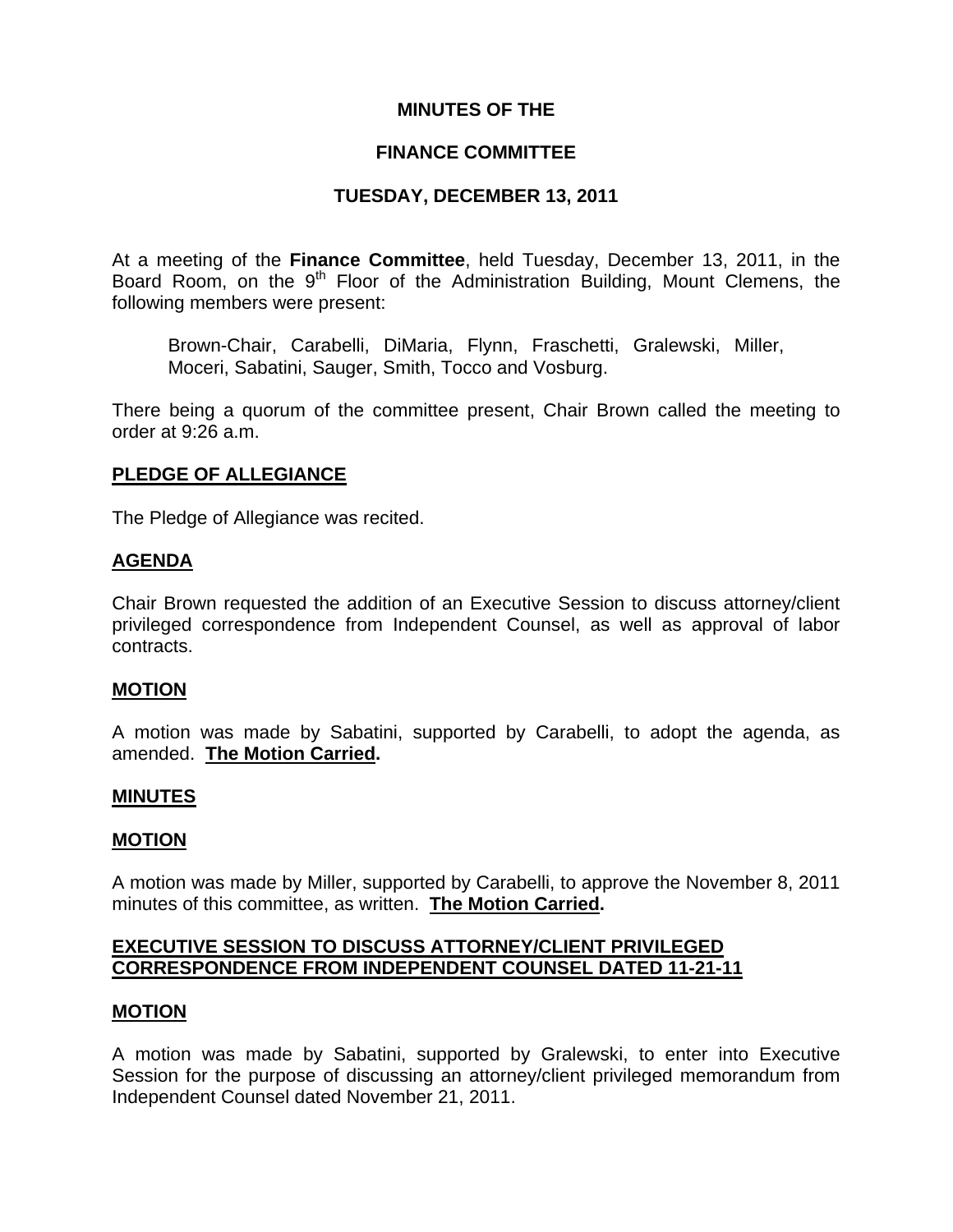# MINUTES OF THE

# FINANCE COMMITTEE

# TUESDAY, DECEMBER 13, 2011

At a meeting of the **Finance Committee**, held Tuesday, December 13, 2011, in the Board Room, on the 9th Floor of the Administration Building, Mount Clemens, the following members were present:

Brown-Chair, Carabelli, DiMaria, Flynn, Fraschetti, Gralewski, Miller, Moceri, Sabatini, Sauger, Smith, Tocco and Vosburg.

There being a quorum of the committee present, Chair Brown called the meeting to order at 9:26 a.m.

## PLEDGE OF ALLEGIANCE

The Pledge of Allegiance was recited.

## AGENDA

Chair Brown requested the addition of an Executive Session to discuss attorney/client privileged correspondence from Independent Counsel, as well as approval of labor contracts.

## MOTION

A motion was made by Sabatini, supported by Carabelli, to adopt the agenda, as amended. **The Motion Carried.**

## MINUTES

## MOTION

A motion was made by Miller, supported by Carabelli, to approve the November 8, 2011 minutes of this committee, as written. **The Motion Carried.**

## EXECUTIVE SESSION TO DISCUSS ATTORNEY/CLIENT PRIVILEGED CORRESPONDENCE FROM INDEPENDENT COUNSEL DATED 11-21-11

## MOTION

A motion was made by Sabatini, supported by Gralewski, to enter into Executive Session for the purpose of discussing an attorney/client privileged memorandum from Independent Counsel dated November 21, 2011.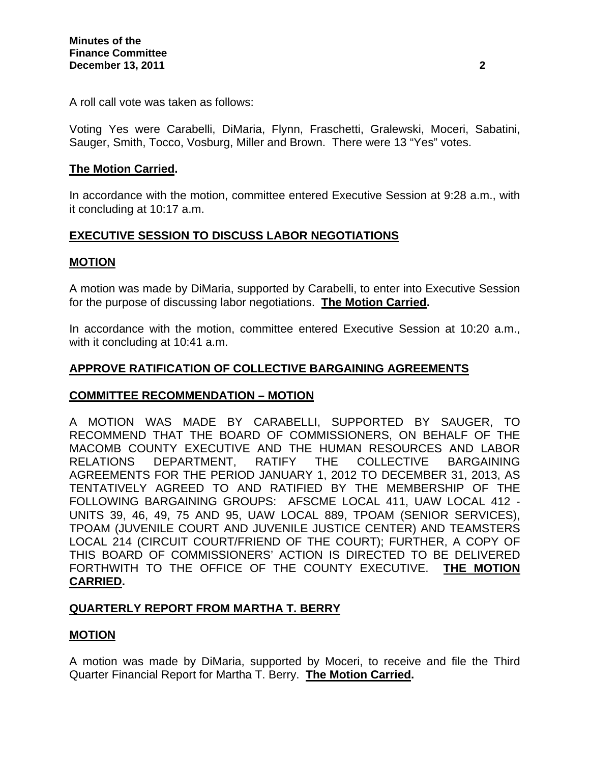A roll call vote was taken as follows:

Voting Yes were Carabelli, DiMaria, Flynn, Fraschetti, Gralewski, Moceri, Sabatini, Sauger, Smith, Tocco, Vosburg, Miller and Brown. There were 13 "Yes" votes.

**The Motion Carried.**

In accordance with the motion, committee entered Executive Session at 9:28 a.m., with it concluding at 10:17 a.m.

## EXECUTIVE SESSION TO DISCUSS LABOR NEGOTIATIONS

### MOTION

A motion was made by DiMaria, supported by Carabelli, to enter into Executive Session for the purpose of discussing labor negotiations. **The Motion Carried.**

In accordance with the motion, committee entered Executive Session at 10:20 a.m., with it concluding at 10:41 a.m.

## APPROVE RATIFICATION OF COLLECTIVE BARGAINING AGREEMENTS

### COMMITTEE RECOMMENDATION – MOTION

A MOTION WAS MADE BY CARABELLI, SUPPORTED BY SAUGER, TO RECOMMEND THAT THE BOARD OF COMMISSIONERS, ON BEHALF OF THE MACOMB COUNTY EXECUTIVE AND THE HUMAN RESOURCES AND LABOR RELATIONS DEPARTMENT, RATIFY THE COLLECTIVE BARGAINING AGREEMENTS FOR THE PERIOD JANUARY 1, 2012 TO DECEMBER 31, 2013, AS TENTATIVELY AGREED TO AND RATIFIED BY THE MEMBERSHIP OF THE FOLLOWING BARGAINING GROUPS: AFSCME LOCAL 411, UAW LOCAL 412 - UNITS 39, 46, 49, 75 AND 95, UAW LOCAL 889, TPOAM (SENIOR SERVICES), TPOAM (JUVENILE COURT AND JUVENILE JUSTICE CENTER) AND TEAMSTERS LOCAL 214 (CIRCUIT COURT/FRIEND OF THE COURT); FURTHER, A COPY OF THIS BOARD OF COMMISSIONERS' ACTION IS DIRECTED TO BE DELIVERED FORTHWITH TO THE OFFICE OF THE COUNTY EXECUTIVE. **THE MOTION CARRIED.**

## QUARTERLY REPORT FROM MARTHA T. BERRY

### MOTION

A motion was made by DiMaria, supported by Moceri, to receive and file the Third Quarter Financial Report for Martha T. Berry. **The Motion Carried.**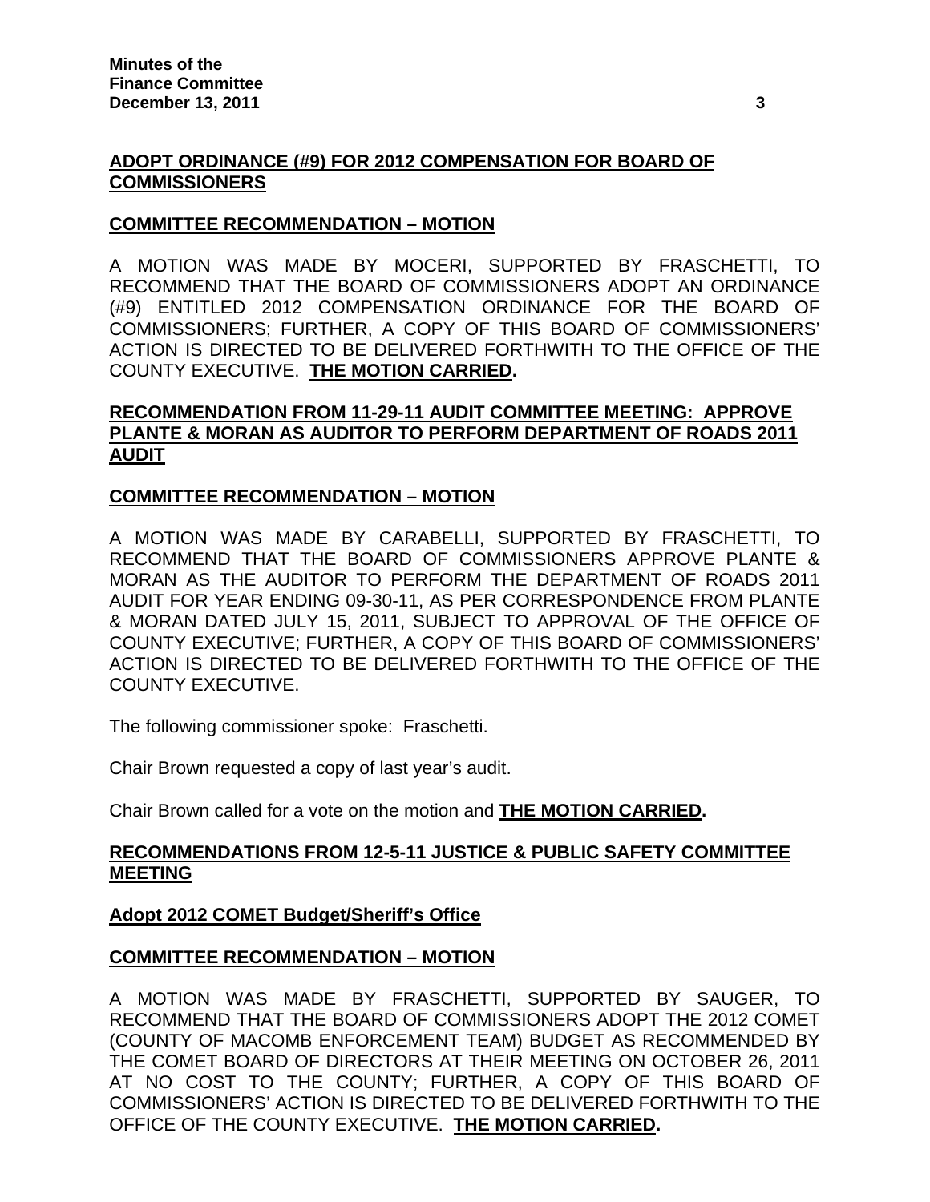## ADOPT ORDINANCE (#9) FOR 2012 COMPENSATION FOR BOARD OF COMMISSIONERS

### COMMITTEE RECOMMENDATION – MOTION

A MOTION WAS MADE BY MOCERI, SUPPORTED BY FRASCHETTI, TO RECOMMEND THAT THE BOARD OF COMMISSIONERS ADOPT AN ORDINANCE (#9) ENTITLED 2012 COMPENSATION ORDINANCE FOR THE BOARD OF COMMISSIONERS; FURTHER, A COPY OF THIS BOARD OF COMMISSIONERS' ACTION IS DIRECTED TO BE DELIVERED FORTHWITH TO THE OFFICE OF THE COUNTY EXECUTIVE. **THE MOTION CARRIED.**

## RECOMMENDATION FROM 11-29-11 AUDIT COMMITTEE MEETING: APPROVE PLANTE & MORAN AS AUDITOR TO PERFORM DEPARTMENT OF ROADS 2011 AUDIT

### COMMITTEE RECOMMENDATION – MOTION

A MOTION WAS MADE BY CARABELLI, SUPPORTED BY FRASCHETTI, TO RECOMMEND THAT THE BOARD OF COMMISSIONERS APPROVE PLANTE & MORAN AS THE AUDITOR TO PERFORM THE DEPARTMENT OF ROADS 2011 AUDIT FOR YEAR ENDING 09-30-11, AS PER CORRESPONDENCE FROM PLANTE & MORAN DATED JULY 15, 2011, SUBJECT TO APPROVAL OF THE OFFICE OF COUNTY EXECUTIVE; FURTHER, A COPY OF THIS BOARD OF COMMISSIONERS' ACTION IS DIRECTED TO BE DELIVERED FORTHWITH TO THE OFFICE OF THE COUNTY EXECUTIVE.

The following commissioner spoke: Fraschetti.

Chair Brown requested a copy of last year's audit.

Chair Brown called for a vote on the motion and **THE MOTION CARRIED.**

## RECOMMENDATIONS FROM 12-5-11 JUSTICE & PUBLIC SAFETY COMMITTEE MEETING

### Adopt 2012 COMET Budget/Sheriff's Office

### COMMITTEE RECOMMENDATION – MOTION

A MOTION WAS MADE BY FRASCHETTI, SUPPORTED BY SAUGER, TO RECOMMEND THAT THE BOARD OF COMMISSIONERS ADOPT THE 2012 COMET (COUNTY OF MACOMB ENFORCEMENT TEAM) BUDGET AS RECOMMENDED BY THE COMET BOARD OF DIRECTORS AT THEIR MEETING ON OCTOBER 26, 2011 AT NO COST TO THE COUNTY; FURTHER, A COPY OF THIS BOARD OF COMMISSIONERS' ACTION IS DIRECTED TO BE DELIVERED FORTHWITH TO THE OFFICE OF THE COUNTY EXECUTIVE. **THE MOTION CARRIED.**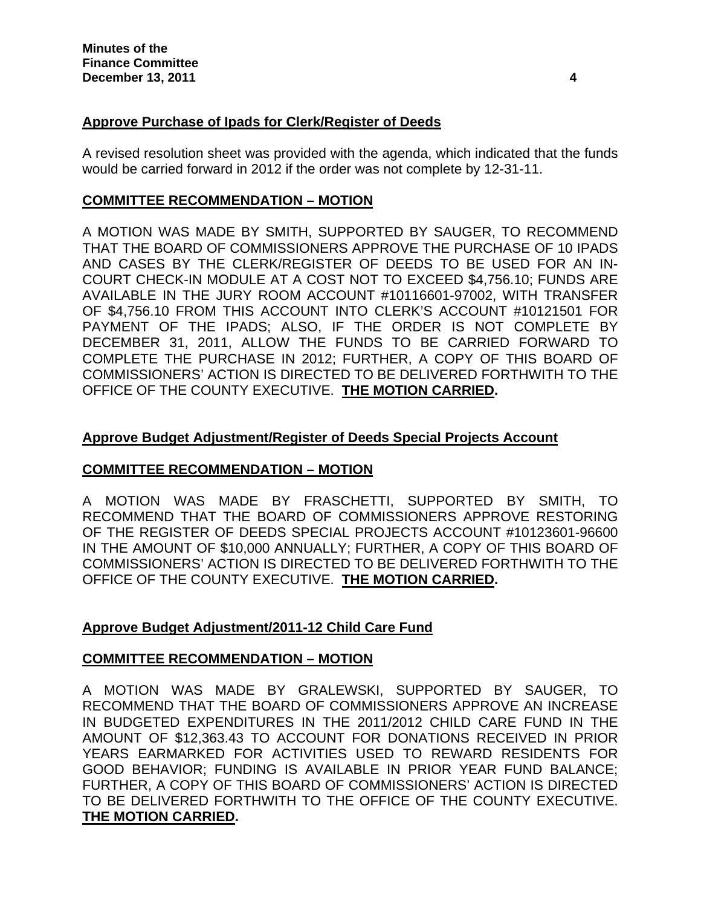**Approve Purchase of Ipads for Clerk/Register of Deeds**

A revised resolution sheet was provided with the agenda, which indicated that the funds would be carried forward in 2012 if the order was not complete by 12-31-11.

**COMMITTEE RECOMMENDATION – MOTION**

A MOTION WAS MADE BY SMITH, SUPPORTED BY SAUGER, TO RECOMMEND THAT THE BOARD OF COMMISSIONERS APPROVE THE PURCHASE OF 10 IPADS AND CASES BY THE CLERK/REGISTER OF DEEDS TO BE USED FOR AN IN-COURT CHECK-IN MODULE AT A COST NOT TO EXCEED $4,756.10; FUNDS ARE AVAILABLE IN THE JURY ROOM ACCOUNT #10116601-97002, WITH TRANSFER OF $4,756.10 FROM THIS ACCOUNT INTO CLERK'S ACCOUNT #10121501 FOR PAYMENT OF THE IPADS; ALSO, IF THE ORDER IS NOT COMPLETE BY DECEMBER 31, 2011, ALLOW THE FUNDS TO BE CARRIED FORWARD TO COMPLETE THE PURCHASE IN 2012; FURTHER, A COPY OF THIS BOARD OF COMMISSIONERS' ACTION IS DIRECTED TO BE DELIVERED FORTHWITH TO THE OFFICE OF THE COUNTY EXECUTIVE. **THE MOTION CARRIED.**

**Approve Budget Adjustment/Register of Deeds Special Projects Account**

**COMMITTEE RECOMMENDATION – MOTION**

A MOTION WAS MADE BY FRASCHETTI, SUPPORTED BY SMITH, TO RECOMMEND THAT THE BOARD OF COMMISSIONERS APPROVE RESTORING OF THE REGISTER OF DEEDS SPECIAL PROJECTS ACCOUNT #10123601-96600 IN THE AMOUNT OF $10,000 ANNUALLY; FURTHER, A COPY OF THIS BOARD OF COMMISSIONERS' ACTION IS DIRECTED TO BE DELIVERED FORTHWITH TO THE OFFICE OF THE COUNTY EXECUTIVE. **THE MOTION CARRIED.**

**Approve Budget Adjustment/2011-12 Child Care Fund**

**COMMITTEE RECOMMENDATION – MOTION**

A MOTION WAS MADE BY GRALEWSKI, SUPPORTED BY SAUGER, TO RECOMMEND THAT THE BOARD OF COMMISSIONERS APPROVE AN INCREASE IN BUDGETED EXPENDITURES IN THE 2011/2012 CHILD CARE FUND IN THE AMOUNT OF $12,363.43 TO ACCOUNT FOR DONATIONS RECEIVED IN PRIOR YEARS EARMARKED FOR ACTIVITIES USED TO REWARD RESIDENTS FOR GOOD BEHAVIOR; FUNDING IS AVAILABLE IN PRIOR YEAR FUND BALANCE; FURTHER, A COPY OF THIS BOARD OF COMMISSIONERS' ACTION IS DIRECTED TO BE DELIVERED FORTHWITH TO THE OFFICE OF THE COUNTY EXECUTIVE. **THE MOTION CARRIED.**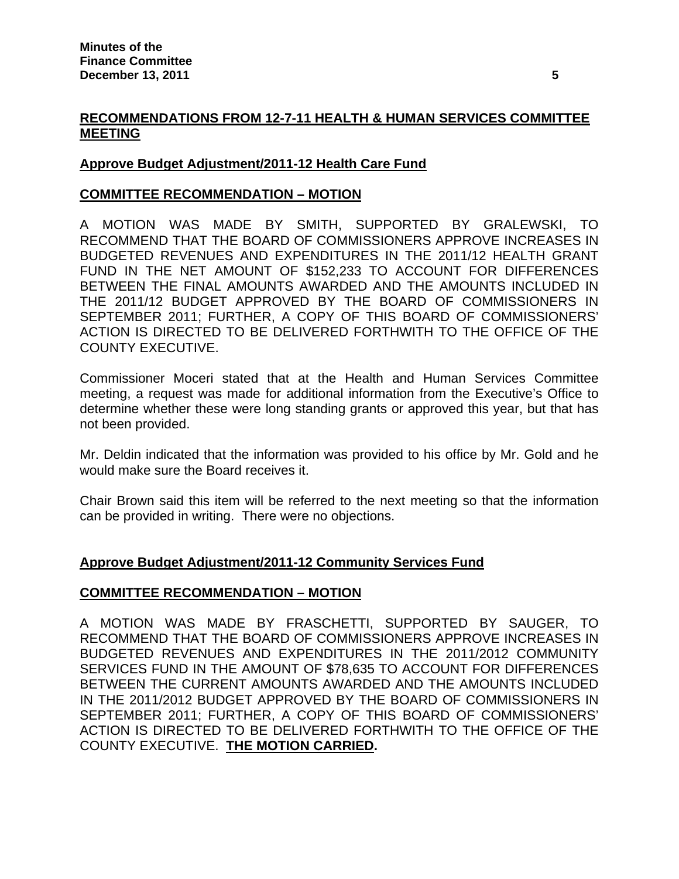## RECOMMENDATIONS FROM 12-7-11 HEALTH & HUMAN SERVICES COMMITTEE MEETING

### Approve Budget Adjustment/2011-12 Health Care Fund

### COMMITTEE RECOMMENDATION – MOTION

A MOTION WAS MADE BY SMITH, SUPPORTED BY GRALEWSKI, TO RECOMMEND THAT THE BOARD OF COMMISSIONERS APPROVE INCREASES IN BUDGETED REVENUES AND EXPENDITURES IN THE 2011/12 HEALTH GRANT FUND IN THE NET AMOUNT OF $152,233 TO ACCOUNT FOR DIFFERENCES BETWEEN THE FINAL AMOUNTS AWARDED AND THE AMOUNTS INCLUDED IN THE 2011/12 BUDGET APPROVED BY THE BOARD OF COMMISSIONERS IN SEPTEMBER 2011; FURTHER, A COPY OF THIS BOARD OF COMMISSIONERS' ACTION IS DIRECTED TO BE DELIVERED FORTHWITH TO THE OFFICE OF THE COUNTY EXECUTIVE.

Commissioner Moceri stated that at the Health and Human Services Committee meeting, a request was made for additional information from the Executive's Office to determine whether these were long standing grants or approved this year, but that has not been provided.

Mr. Deldin indicated that the information was provided to his office by Mr. Gold and he would make sure the Board receives it.

Chair Brown said this item will be referred to the next meeting so that the information can be provided in writing. There were no objections.

### Approve Budget Adjustment/2011-12 Community Services Fund

### COMMITTEE RECOMMENDATION – MOTION

A MOTION WAS MADE BY FRASCHETTI, SUPPORTED BY SAUGER, TO RECOMMEND THAT THE BOARD OF COMMISSIONERS APPROVE INCREASES IN BUDGETED REVENUES AND EXPENDITURES IN THE 2011/2012 COMMUNITY SERVICES FUND IN THE AMOUNT OF $78,635 TO ACCOUNT FOR DIFFERENCES BETWEEN THE CURRENT AMOUNTS AWARDED AND THE AMOUNTS INCLUDED IN THE 2011/2012 BUDGET APPROVED BY THE BOARD OF COMMISSIONERS IN SEPTEMBER 2011; FURTHER, A COPY OF THIS BOARD OF COMMISSIONERS' ACTION IS DIRECTED TO BE DELIVERED FORTHWITH TO THE OFFICE OF THE COUNTY EXECUTIVE. **THE MOTION CARRIED.**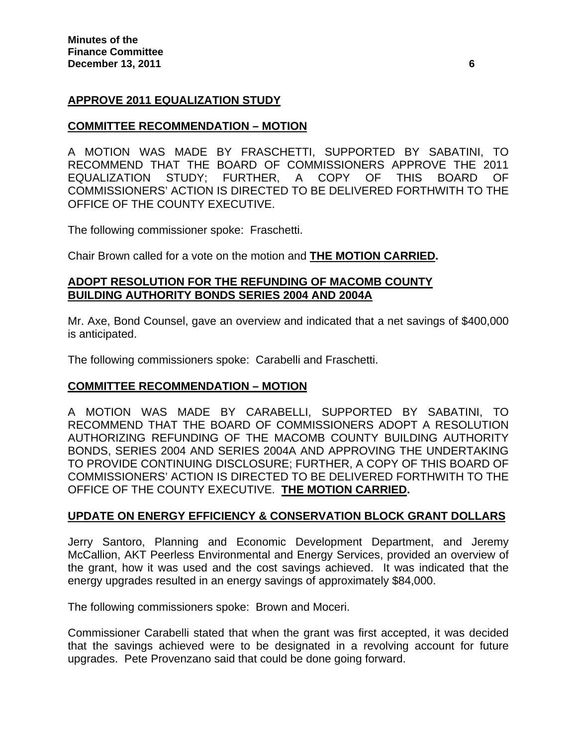## APPROVE 2011 EQUALIZATION STUDY

### COMMITTEE RECOMMENDATION – MOTION

A MOTION WAS MADE BY FRASCHETTI, SUPPORTED BY SABATINI, TO RECOMMEND THAT THE BOARD OF COMMISSIONERS APPROVE THE 2011 EQUALIZATION STUDY; FURTHER, A COPY OF THIS BOARD OF COMMISSIONERS' ACTION IS DIRECTED TO BE DELIVERED FORTHWITH TO THE OFFICE OF THE COUNTY EXECUTIVE.

The following commissioner spoke: Fraschetti.

Chair Brown called for a vote on the motion and **THE MOTION CARRIED.**

## ADOPT RESOLUTION FOR THE REFUNDING OF MACOMB COUNTY BUILDING AUTHORITY BONDS SERIES 2004 AND 2004A

Mr. Axe, Bond Counsel, gave an overview and indicated that a net savings of $400,000 is anticipated.

The following commissioners spoke: Carabelli and Fraschetti.

### COMMITTEE RECOMMENDATION – MOTION

A MOTION WAS MADE BY CARABELLI, SUPPORTED BY SABATINI, TO RECOMMEND THAT THE BOARD OF COMMISSIONERS ADOPT A RESOLUTION AUTHORIZING REFUNDING OF THE MACOMB COUNTY BUILDING AUTHORITY BONDS, SERIES 2004 AND SERIES 2004A AND APPROVING THE UNDERTAKING TO PROVIDE CONTINUING DISCLOSURE; FURTHER, A COPY OF THIS BOARD OF COMMISSIONERS' ACTION IS DIRECTED TO BE DELIVERED FORTHWITH TO THE OFFICE OF THE COUNTY EXECUTIVE. **THE MOTION CARRIED.**

## UPDATE ON ENERGY EFFICIENCY & CONSERVATION BLOCK GRANT DOLLARS

Jerry Santoro, Planning and Economic Development Department, and Jeremy McCallion, AKT Peerless Environmental and Energy Services, provided an overview of the grant, how it was used and the cost savings achieved. It was indicated that the energy upgrades resulted in an energy savings of approximately $84,000.

The following commissioners spoke: Brown and Moceri.

Commissioner Carabelli stated that when the grant was first accepted, it was decided that the savings achieved were to be designated in a revolving account for future upgrades. Pete Provenzano said that could be done going forward.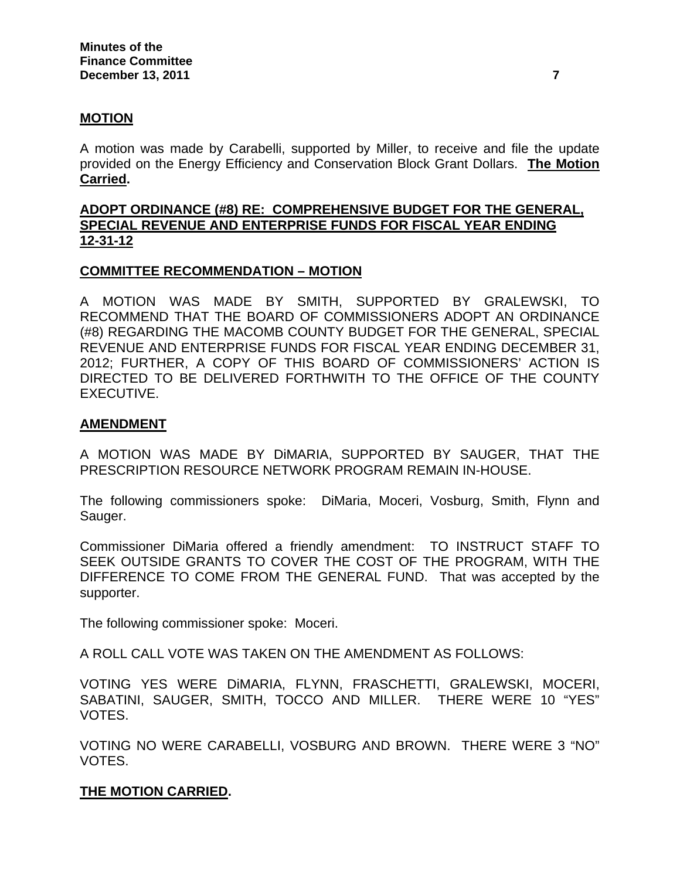**MOTION**

A motion was made by Carabelli, supported by Miller, to receive and file the update provided on the Energy Efficiency and Conservation Block Grant Dollars. **The Motion Carried.**

**ADOPT ORDINANCE (#8) RE: COMPREHENSIVE BUDGET FOR THE GENERAL, SPECIAL REVENUE AND ENTERPRISE FUNDS FOR FISCAL YEAR ENDING 12-31-12**

**COMMITTEE RECOMMENDATION – MOTION**

A MOTION WAS MADE BY SMITH, SUPPORTED BY GRALEWSKI, TO RECOMMEND THAT THE BOARD OF COMMISSIONERS ADOPT AN ORDINANCE (#8) REGARDING THE MACOMB COUNTY BUDGET FOR THE GENERAL, SPECIAL REVENUE AND ENTERPRISE FUNDS FOR FISCAL YEAR ENDING DECEMBER 31, 2012; FURTHER, A COPY OF THIS BOARD OF COMMISSIONERS' ACTION IS DIRECTED TO BE DELIVERED FORTHWITH TO THE OFFICE OF THE COUNTY EXECUTIVE.

**AMENDMENT**

A MOTION WAS MADE BY DiMARIA, SUPPORTED BY SAUGER, THAT THE PRESCRIPTION RESOURCE NETWORK PROGRAM REMAIN IN-HOUSE.

The following commissioners spoke: DiMaria, Moceri, Vosburg, Smith, Flynn and Sauger.

Commissioner DiMaria offered a friendly amendment: TO INSTRUCT STAFF TO SEEK OUTSIDE GRANTS TO COVER THE COST OF THE PROGRAM, WITH THE DIFFERENCE TO COME FROM THE GENERAL FUND. That was accepted by the supporter.

The following commissioner spoke: Moceri.

A ROLL CALL VOTE WAS TAKEN ON THE AMENDMENT AS FOLLOWS:

VOTING YES WERE DiMARIA, FLYNN, FRASCHETTI, GRALEWSKI, MOCERI, SABATINI, SAUGER, SMITH, TOCCO AND MILLER. THERE WERE 10 "YES" VOTES.

VOTING NO WERE CARABELLI, VOSBURG AND BROWN. THERE WERE 3 "NO" VOTES.

**THE MOTION CARRIED.**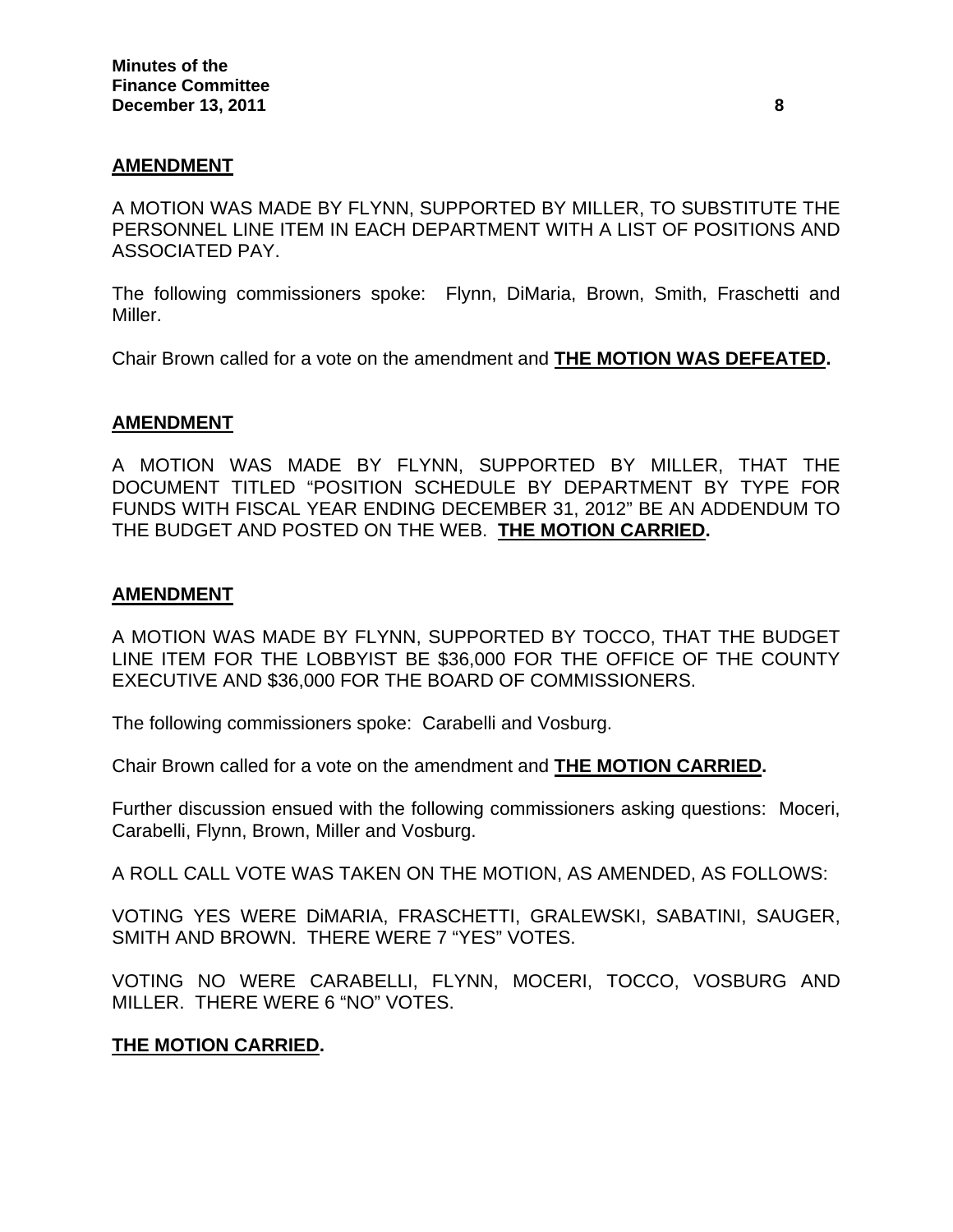**AMENDMENT**

A MOTION WAS MADE BY FLYNN, SUPPORTED BY MILLER, TO SUBSTITUTE THE PERSONNEL LINE ITEM IN EACH DEPARTMENT WITH A LIST OF POSITIONS AND ASSOCIATED PAY.

The following commissioners spoke: Flynn, DiMaria, Brown, Smith, Fraschetti and Miller.

Chair Brown called for a vote on the amendment and **THE MOTION WAS DEFEATED.**

**AMENDMENT**

A MOTION WAS MADE BY FLYNN, SUPPORTED BY MILLER, THAT THE DOCUMENT TITLED "POSITION SCHEDULE BY DEPARTMENT BY TYPE FOR FUNDS WITH FISCAL YEAR ENDING DECEMBER 31, 2012" BE AN ADDENDUM TO THE BUDGET AND POSTED ON THE WEB. **THE MOTION CARRIED.**

**AMENDMENT**

A MOTION WAS MADE BY FLYNN, SUPPORTED BY TOCCO, THAT THE BUDGET LINE ITEM FOR THE LOBBYIST BE $36,000 FOR THE OFFICE OF THE COUNTY EXECUTIVE AND $36,000 FOR THE BOARD OF COMMISSIONERS.

The following commissioners spoke: Carabelli and Vosburg.

Chair Brown called for a vote on the amendment and **THE MOTION CARRIED.**

Further discussion ensued with the following commissioners asking questions: Moceri, Carabelli, Flynn, Brown, Miller and Vosburg.

A ROLL CALL VOTE WAS TAKEN ON THE MOTION, AS AMENDED, AS FOLLOWS:

VOTING YES WERE DiMARIA, FRASCHETTI, GRALEWSKI, SABATINI, SAUGER, SMITH AND BROWN. THERE WERE 7 "YES" VOTES.

VOTING NO WERE CARABELLI, FLYNN, MOCERI, TOCCO, VOSBURG AND MILLER. THERE WERE 6 "NO" VOTES.

**THE MOTION CARRIED.**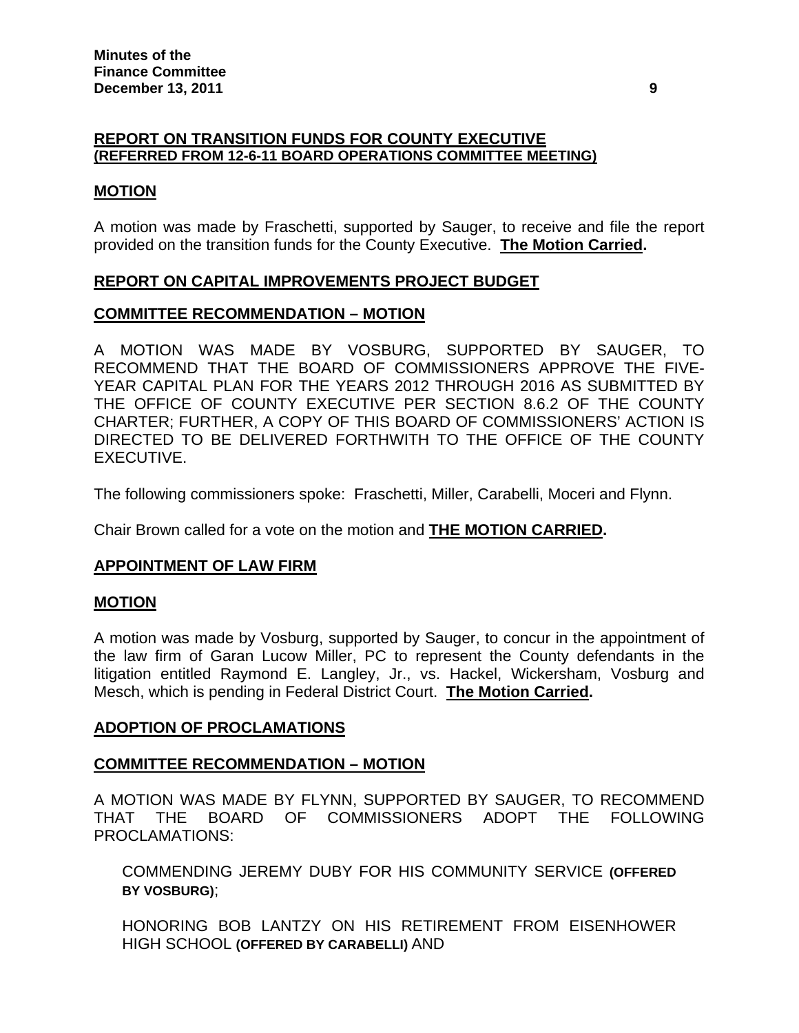**REPORT ON TRANSITION FUNDS FOR COUNTY EXECUTIVE**
**(REFERRED FROM 12-6-11 BOARD OPERATIONS COMMITTEE MEETING)**

**MOTION**

A motion was made by Fraschetti, supported by Sauger, to receive and file the report provided on the transition funds for the County Executive. **The Motion Carried.**

**REPORT ON CAPITAL IMPROVEMENTS PROJECT BUDGET**

**COMMITTEE RECOMMENDATION – MOTION**

A MOTION WAS MADE BY VOSBURG, SUPPORTED BY SAUGER, TO RECOMMEND THAT THE BOARD OF COMMISSIONERS APPROVE THE FIVE-YEAR CAPITAL PLAN FOR THE YEARS 2012 THROUGH 2016 AS SUBMITTED BY THE OFFICE OF COUNTY EXECUTIVE PER SECTION 8.6.2 OF THE COUNTY CHARTER; FURTHER, A COPY OF THIS BOARD OF COMMISSIONERS' ACTION IS DIRECTED TO BE DELIVERED FORTHWITH TO THE OFFICE OF THE COUNTY EXECUTIVE.

The following commissioners spoke: Fraschetti, Miller, Carabelli, Moceri and Flynn.

Chair Brown called for a vote on the motion and **THE MOTION CARRIED.**

**APPOINTMENT OF LAW FIRM**

**MOTION**

A motion was made by Vosburg, supported by Sauger, to concur in the appointment of the law firm of Garan Lucow Miller, PC to represent the County defendants in the litigation entitled Raymond E. Langley, Jr., vs. Hackel, Wickersham, Vosburg and Mesch, which is pending in Federal District Court. **The Motion Carried.**

**ADOPTION OF PROCLAMATIONS**

**COMMITTEE RECOMMENDATION – MOTION**

A MOTION WAS MADE BY FLYNN, SUPPORTED BY SAUGER, TO RECOMMEND THAT THE BOARD OF COMMISSIONERS ADOPT THE FOLLOWING PROCLAMATIONS:

COMMENDING JEREMY DUBY FOR HIS COMMUNITY SERVICE **(OFFERED BY VOSBURG)**;

HONORING BOB LANTZY ON HIS RETIREMENT FROM EISENHOWER HIGH SCHOOL **(OFFERED BY CARABELLI)** AND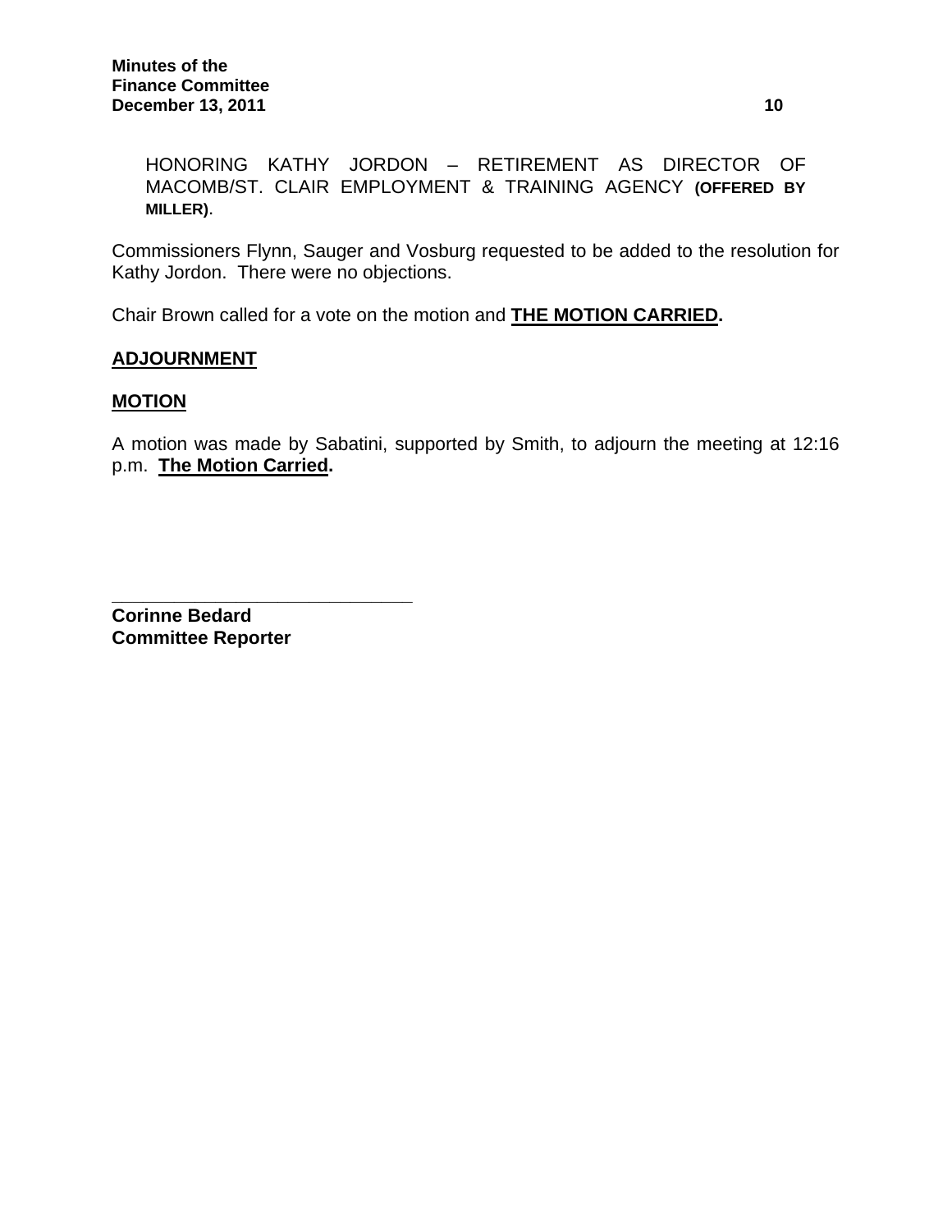HONORING KATHY JORDON – RETIREMENT AS DIRECTOR OF MACOMB/ST. CLAIR EMPLOYMENT & TRAINING AGENCY **(OFFERED BY MILLER)**.

Commissioners Flynn, Sauger and Vosburg requested to be added to the resolution for Kathy Jordon. There were no objections.

Chair Brown called for a vote on the motion and **THE MOTION CARRIED.**

## ADJOURNMENT

### MOTION

A motion was made by Sabatini, supported by Smith, to adjourn the meeting at 12:16 p.m. **The Motion Carried.**

\_\_\_\_\_\_\_\_\_\_\_\_\_\_\_\_\_\_\_\_\_\_\_\_\_\_\_\_\_\_

**Corinne Bedard**
**Committee Reporter**